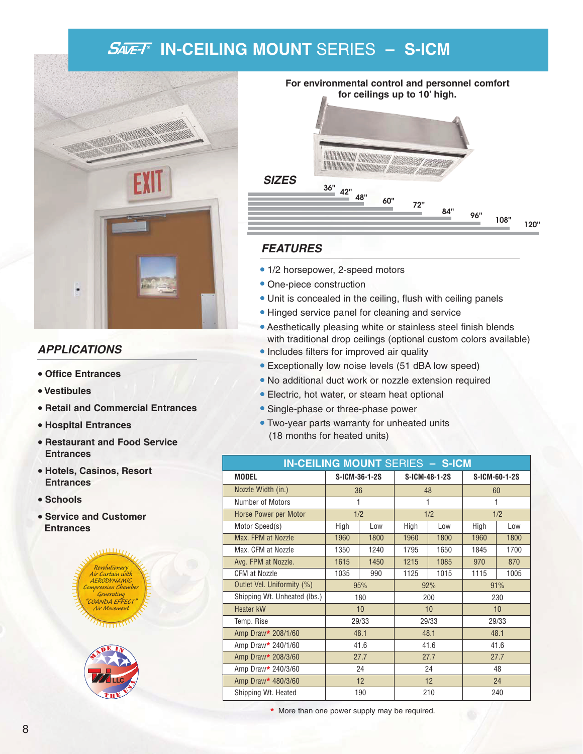# SAVE-T® IN-CEILING MOUNT SERIES – S-ICM

**For environmental control and personnel comfort for ceilings up to 10' high.**

## SIZES

36" 42" 48" 60" 72" 84" 96" 108" 120"

## APPLICATIONS

- **Office Entrances**
- **Vestibules**
- **Retail and Commercial Entrances**
- **Hospital Entrances**
- **Restaurant and Food Service Entrances**
- **Hotels, Casinos, Resort Entrances**
- **Schools**
- **Service and Customer Entrances**

Revolutionary Air Curtain with AERODYNAMIC Compression Chamber Generating "COANDA EFFECT" Air Movement

MADE IN THE USA – TMI LLC

## FEATURES

- 1/2 horsepower, 2-speed motors
- One-piece construction
- Unit is concealed in the ceiling, flush with ceiling panels
- Hinged service panel for cleaning and service
- Aesthetically pleasing white or stainless steel finish blends with traditional drop ceilings (optional custom colors available)
- Includes filters for improved air quality
- Exceptionally low noise levels (51 dBA low speed)
- No additional duct work or nozzle extension required
- Electric, hot water, or steam heat optional
- Single-phase or three-phase power
- Two-year parts warranty for unheated units (18 months for heated units)

**IN-CEILING MOUNT SERIES – S-ICM**

| MODEL | S-ICM-36-1-2S | | S-ICM-48-1-2S | | S-ICM-60-1-2S | |
|---|---|---|---|---|---|---|
| Nozzle Width (in.) | 36 | | 48 | | 60 | |
| Number of Motors | 1 | | 1 | | 1 | |
| Horse Power per Motor | 1/2 | | 1/2 | | 1/2 | |
| Motor Speed(s) | High | Low | High | Low | High | Low |
| Max. FPM at Nozzle | 1960 | 1800 | 1960 | 1800 | 1960 | 1800 |
| Max. CFM at Nozzle | 1350 | 1240 | 1795 | 1650 | 1845 | 1700 |
| Avg. FPM at Nozzle. | 1615 | 1450 | 1215 | 1085 | 970 | 870 |
| CFM at Nozzle | 1035 | 990 | 1125 | 1015 | 1115 | 1005 |
| Outlet Vel. Uniformity (%) | 95% | | 92% | | 91% | |
| Shipping Wt. Unheated (lbs.) | 180 | | 200 | | 230 | |
| Heater kW | 10 | | 10 | | 10 | |
| Temp. Rise | 29/33 | | 29/33 | | 29/33 | |
| Amp Draw* 208/1/60 | 48.1 | | 48.1 | | 48.1 | |
| Amp Draw* 240/1/60 | 41.6 | | 41.6 | | 41.6 | |
| Amp Draw* 208/3/60 | 27.7 | | 27.7 | | 27.7 | |
| Amp Draw* 240/3/60 | 24 | | 24 | | 48 | |
| Amp Draw* 480/3/60 | 12 | | 12 | | 24 | |
| Shipping Wt. Heated | 190 | | 210 | | 240 | |

* More than one power supply may be required.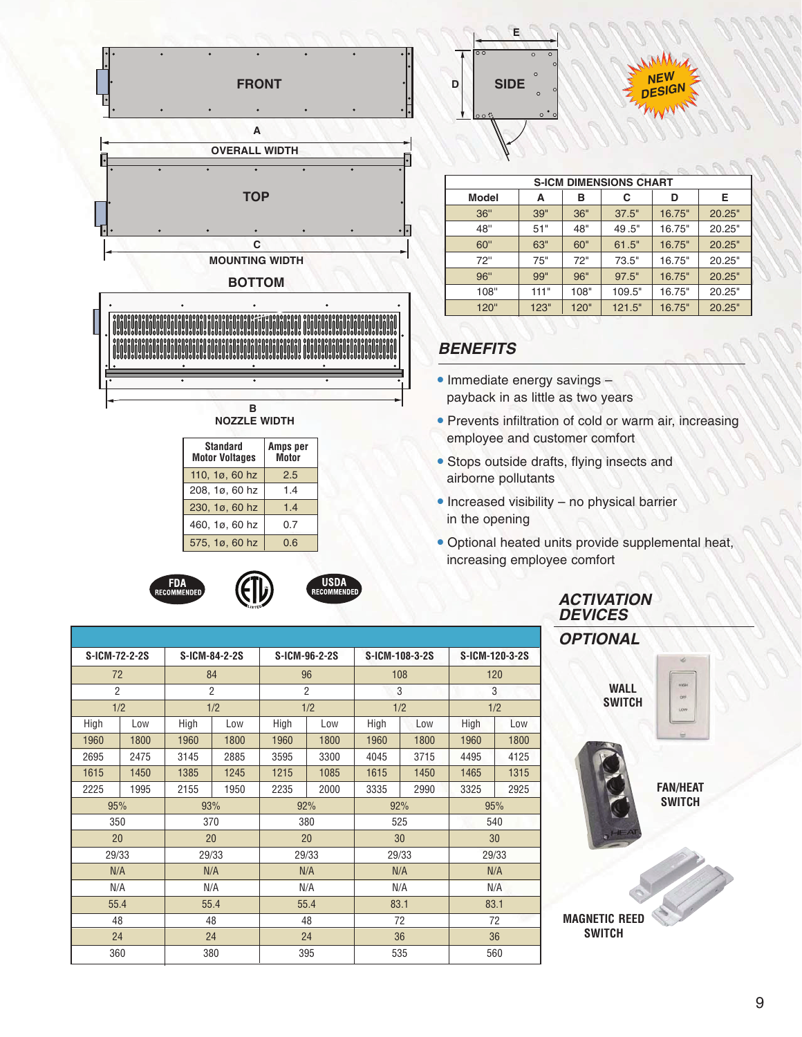FRONT

A
OVERALL WIDTH

TOP

C
MOUNTING WIDTH

BOTTOM

B
NOZZLE WIDTH

D SIDE E

NEW DESIGN

| S-ICM DIMENSIONS CHART | | | | | |
|---|---|---|---|---|---|
| Model | A | B | C | D | E |
| 36" | 39" | 36" | 37.5" | 16.75" | 20.25" |
| 48" | 51" | 48" | 49 .5" | 16.75" | 20.25" |
| 60" | 63" | 60" | 61.5" | 16.75" | 20.25" |
| 72" | 75" | 72" | 73.5" | 16.75" | 20.25" |
| 96" | 99" | 96" | 97.5" | 16.75" | 20.25" |
| 108" | 111" | 108" | 109.5" | 16.75" | 20.25" |
| 120" | 123" | 120" | 121.5" | 16.75" | 20.25" |

| Standard Motor Voltages | Amps per Motor |
|---|---|
| 110, 1ø, 60 hz | 2.5 |
| 208, 1ø, 60 hz | 1.4 |
| 230, 1ø, 60 hz | 1.4 |
| 460, 1ø, 60 hz | 0.7 |
| 575, 1ø, 60 hz | 0.6 |

FDA RECOMMENDED

USDA RECOMMENDED

## BENEFITS

- Immediate energy savings – payback in as little as two years
- Prevents infiltration of cold or warm air, increasing employee and customer comfort
- Stops outside drafts, flying insects and airborne pollutants
- Increased visibility – no physical barrier in the opening
- Optional heated units provide supplemental heat, increasing employee comfort

| S-ICM-72-2-2S | | S-ICM-84-2-2S | | S-ICM-96-2-2S | | S-ICM-108-3-2S | | S-ICM-120-3-2S | |
|---|---|---|---|---|---|---|---|---|---|
| 72 | | 84 | | 96 | | 108 | | 120 | |
| 2 | | 2 | | 2 | | 3 | | 3 | |
| 1/2 | | 1/2 | | 1/2 | | 1/2 | | 1/2 | |
| High | Low | High | Low | High | Low | High | Low | High | Low |
| 1960 | 1800 | 1960 | 1800 | 1960 | 1800 | 1960 | 1800 | 1960 | 1800 |
| 2695 | 2475 | 3145 | 2885 | 3595 | 3300 | 4045 | 3715 | 4495 | 4125 |
| 1615 | 1450 | 1385 | 1245 | 1215 | 1085 | 1615 | 1450 | 1465 | 1315 |
| 2225 | 1995 | 2155 | 1950 | 2235 | 2000 | 3335 | 2990 | 3325 | 2925 |
| 95% | | 93% | | 92% | | 92% | | 95% | |
| 350 | | 370 | | 380 | | 525 | | 540 | |
| 20 | | 20 | | 20 | | 30 | | 30 | |
| 29/33 | | 29/33 | | 29/33 | | 29/33 | | 29/33 | |
| N/A | | N/A | | N/A | | N/A | | N/A | |
| N/A | | N/A | | N/A | | N/A | | N/A | |
| 55.4 | | 55.4 | | 55.4 | | 83.1 | | 83.1 | |
| 48 | | 48 | | 48 | | 72 | | 72 | |
| 24 | | 24 | | 24 | | 36 | | 36 | |
| 360 | | 380 | | 395 | | 535 | | 560 | |

## ACTIVATION DEVICES

## OPTIONAL

WALL SWITCH

FAN/HEAT SWITCH

MAGNETIC REED SWITCH